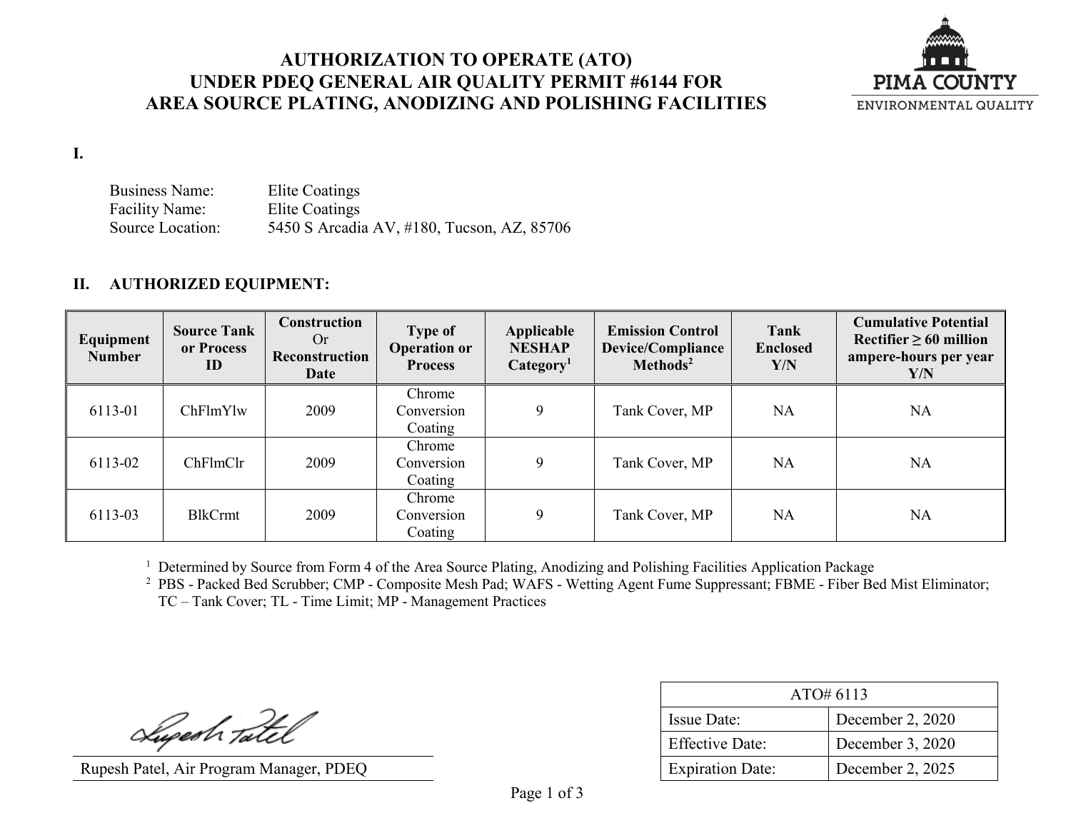# AUTHORIZATION TO OPERATE (ATO) UNDER PDEQ GENERAL AIR QUALITY PERMIT #6144 FOR AREA SOURCE PLATING, ANODIZING AND POLISHING FACILITIES

PIMA COUNTY
ENVIRONMENTAL QUALITY

**I.**

Business Name: Elite Coatings
Facility Name: Elite Coatings
Source Location: 5450 S Arcadia AV, #180, Tucson, AZ, 85706

## II. AUTHORIZED EQUIPMENT:

| Equipment Number | Source Tank or Process ID | Construction Or Reconstruction Date | Type of Operation or Process | Applicable NESHAP Category[1] | Emission Control Device/Compliance Methods[2] | Tank Enclosed Y/N | Cumulative Potential Rectifier ≥ 60 million ampere-hours per year Y/N |
|---|---|---|---|---|---|---|---|
| 6113-01 | ChFlmYlw | 2009 | Chrome Conversion Coating | 9 | Tank Cover, MP | NA | NA |
| 6113-02 | ChFlmClr | 2009 | Chrome Conversion Coating | 9 | Tank Cover, MP | NA | NA |
| 6113-03 | BlkCrmt | 2009 | Chrome Conversion Coating | 9 | Tank Cover, MP | NA | NA |

[1] Determined by Source from Form 4 of the Area Source Plating, Anodizing and Polishing Facilities Application Package
[2] PBS - Packed Bed Scrubber; CMP - Composite Mesh Pad; WAFS - Wetting Agent Fume Suppressant; FBME - Fiber Bed Mist Eliminator; TC – Tank Cover; TL - Time Limit; MP - Management Practices

Rupesh Patel, Air Program Manager, PDEQ

| ATO# 6113 | |
|---|---|
| Issue Date: | December 2, 2020 |
| Effective Date: | December 3, 2020 |
| Expiration Date: | December 2, 2025 |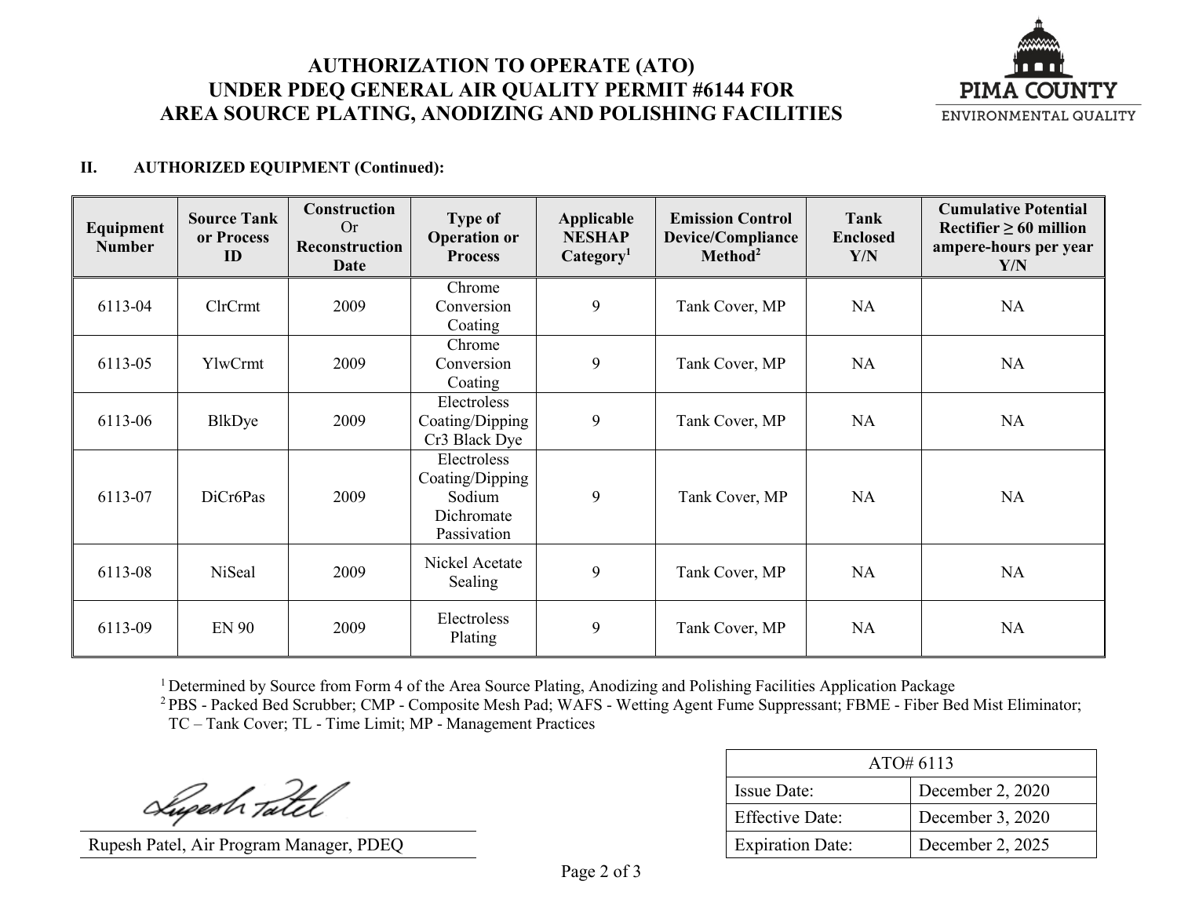# AUTHORIZATION TO OPERATE (ATO)
# UNDER PDEQ GENERAL AIR QUALITY PERMIT #6144 FOR
# AREA SOURCE PLATING, ANODIZING AND POLISHING FACILITIES

PIMA COUNTY
ENVIRONMENTAL QUALITY

## II. AUTHORIZED EQUIPMENT (Continued):

| Equipment Number | Source Tank or Process ID | Construction Or Reconstruction Date | Type of Operation or Process | Applicable NESHAP Category[1] | Emission Control Device/Compliance Method[2] | Tank Enclosed Y/N | Cumulative Potential Rectifier ≥ 60 million ampere-hours per year Y/N |
|---|---|---|---|---|---|---|---|
| 6113-04 | ClrCrmt | 2009 | Chrome Conversion Coating | 9 | Tank Cover, MP | NA | NA |
| 6113-05 | YlwCrmt | 2009 | Chrome Conversion Coating | 9 | Tank Cover, MP | NA | NA |
| 6113-06 | BlkDye | 2009 | Electroless Coating/Dipping Cr3 Black Dye | 9 | Tank Cover, MP | NA | NA |
| 6113-07 | DiCr6Pas | 2009 | Electroless Coating/Dipping Sodium Dichromate Passivation | 9 | Tank Cover, MP | NA | NA |
| 6113-08 | NiSeal | 2009 | Nickel Acetate Sealing | 9 | Tank Cover, MP | NA | NA |
| 6113-09 | EN 90 | 2009 | Electroless Plating | 9 | Tank Cover, MP | NA | NA |

[1] Determined by Source from Form 4 of the Area Source Plating, Anodizing and Polishing Facilities Application Package

[2] PBS - Packed Bed Scrubber; CMP - Composite Mesh Pad; WAFS - Wetting Agent Fume Suppressant; FBME - Fiber Bed Mist Eliminator; TC – Tank Cover; TL - Time Limit; MP - Management Practices

Rupesh Patel, Air Program Manager, PDEQ

| ATO# 6113 | |
|---|---|
| Issue Date: | December 2, 2020 |
| Effective Date: | December 3, 2020 |
| Expiration Date: | December 2, 2025 |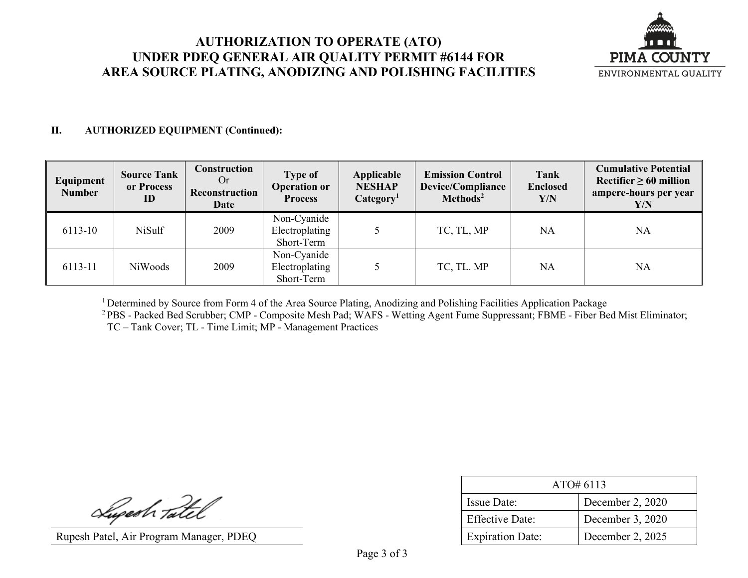# AUTHORIZATION TO OPERATE (ATO) UNDER PDEQ GENERAL AIR QUALITY PERMIT #6144 FOR AREA SOURCE PLATING, ANODIZING AND POLISHING FACILITIES

PIMA COUNTY
ENVIRONMENTAL QUALITY

## II. AUTHORIZED EQUIPMENT (Continued):

| Equipment Number | Source Tank or Process ID | Construction Or Reconstruction Date | Type of Operation or Process | Applicable NESHAP Category[1] | Emission Control Device/Compliance Methods[2] | Tank Enclosed Y/N | Cumulative Potential Rectifier ≥ 60 million ampere-hours per year Y/N |
|---|---|---|---|---|---|---|---|
| 6113-10 | NiSulf | 2009 | Non-Cyanide Electroplating Short-Term | 5 | TC, TL, MP | NA | NA |
| 6113-11 | NiWoods | 2009 | Non-Cyanide Electroplating Short-Term | 5 | TC, TL. MP | NA | NA |

[1] Determined by Source from Form 4 of the Area Source Plating, Anodizing and Polishing Facilities Application Package
[2] PBS - Packed Bed Scrubber; CMP - Composite Mesh Pad; WAFS - Wetting Agent Fume Suppressant; FBME - Fiber Bed Mist Eliminator; TC – Tank Cover; TL - Time Limit; MP - Management Practices

Rupesh Patel, Air Program Manager, PDEQ

| ATO# 6113 | |
|---|---|
| Issue Date: | December 2, 2020 |
| Effective Date: | December 3, 2020 |
| Expiration Date: | December 2, 2025 |